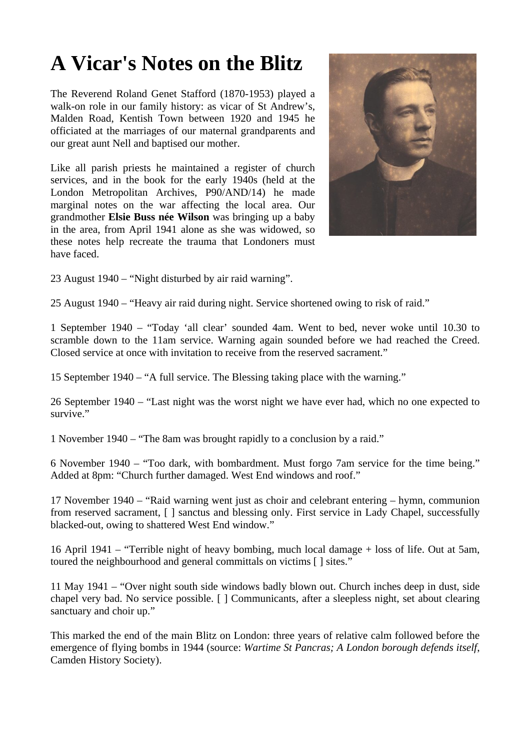# A Vicar's Notes on the Blitz

The Reverend Roland Genet Stafford (1870-1953) played a walk-on role in our family history: as vicar of St Andrew's, Malden Road, Kentish Town between 1920 and 1945 he officiated at the marriages of our maternal grandparents and our great aunt Nell and baptised our mother.

Like all parish priests he maintained a register of church services, and in the book for the early 1940s (held at the London Metropolitan Archives, P90/AND/14) he made marginal notes on the war affecting the local area. Our grandmother **Elsie Buss née Wilson** was bringing up a baby in the area, from April 1941 alone as she was widowed, so these notes help recreate the trauma that Londoners must have faced.

23 August 1940 – "Night disturbed by air raid warning".

25 August 1940 – "Heavy air raid during night. Service shortened owing to risk of raid."

1 September 1940 – "Today 'all clear' sounded 4am. Went to bed, never woke until 10.30 to scramble down to the 11am service. Warning again sounded before we had reached the Creed. Closed service at once with invitation to receive from the reserved sacrament."

15 September 1940 – "A full service. The Blessing taking place with the warning."

26 September 1940 – "Last night was the worst night we have ever had, which no one expected to survive."

1 November 1940 – "The 8am was brought rapidly to a conclusion by a raid."

6 November 1940 – "Too dark, with bombardment. Must forgo 7am service for the time being." Added at 8pm: "Church further damaged. West End windows and roof."

17 November 1940 – "Raid warning went just as choir and celebrant entering – hymn, communion from reserved sacrament, [ ] sanctus and blessing only. First service in Lady Chapel, successfully blacked-out, owing to shattered West End window."

16 April 1941 – "Terrible night of heavy bombing, much local damage + loss of life. Out at 5am, toured the neighbourhood and general committals on victims [ ] sites."

11 May 1941 – "Over night south side windows badly blown out. Church inches deep in dust, side chapel very bad. No service possible. [ ] Communicants, after a sleepless night, set about clearing sanctuary and choir up."

This marked the end of the main Blitz on London: three years of relative calm followed before the emergence of flying bombs in 1944 (source: *Wartime St Pancras; A London borough defends itself*, Camden History Society).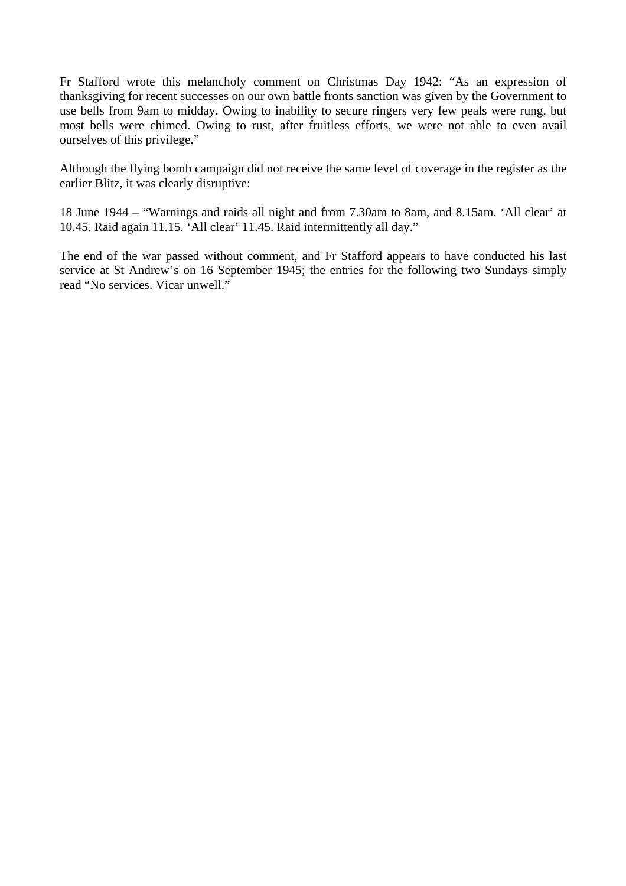Fr Stafford wrote this melancholy comment on Christmas Day 1942: "As an expression of thanksgiving for recent successes on our own battle fronts sanction was given by the Government to use bells from 9am to midday. Owing to inability to secure ringers very few peals were rung, but most bells were chimed. Owing to rust, after fruitless efforts, we were not able to even avail ourselves of this privilege."

Although the flying bomb campaign did not receive the same level of coverage in the register as the earlier Blitz, it was clearly disruptive:

18 June 1944 – "Warnings and raids all night and from 7.30am to 8am, and 8.15am. 'All clear' at 10.45. Raid again 11.15. 'All clear' 11.45. Raid intermittently all day."

The end of the war passed without comment, and Fr Stafford appears to have conducted his last service at St Andrew's on 16 September 1945; the entries for the following two Sundays simply read "No services. Vicar unwell."